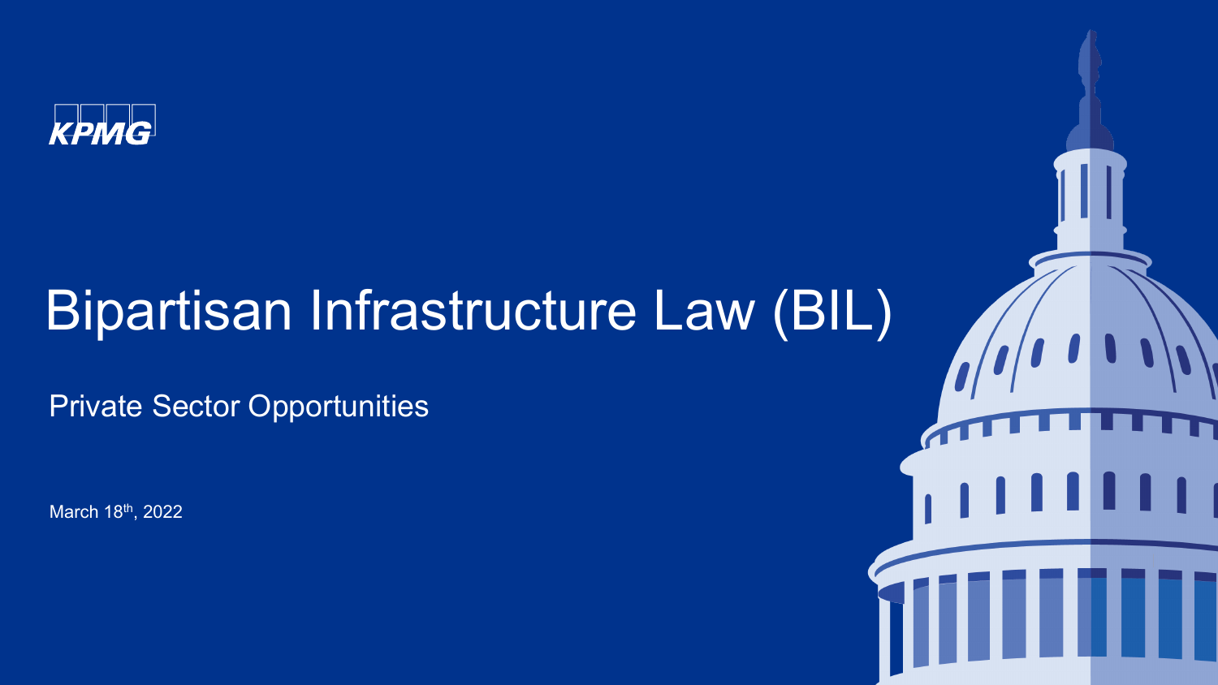KPMG

# Bipartisan Infrastructure Law (BIL)

## Private Sector Opportunities

March 18th, 2022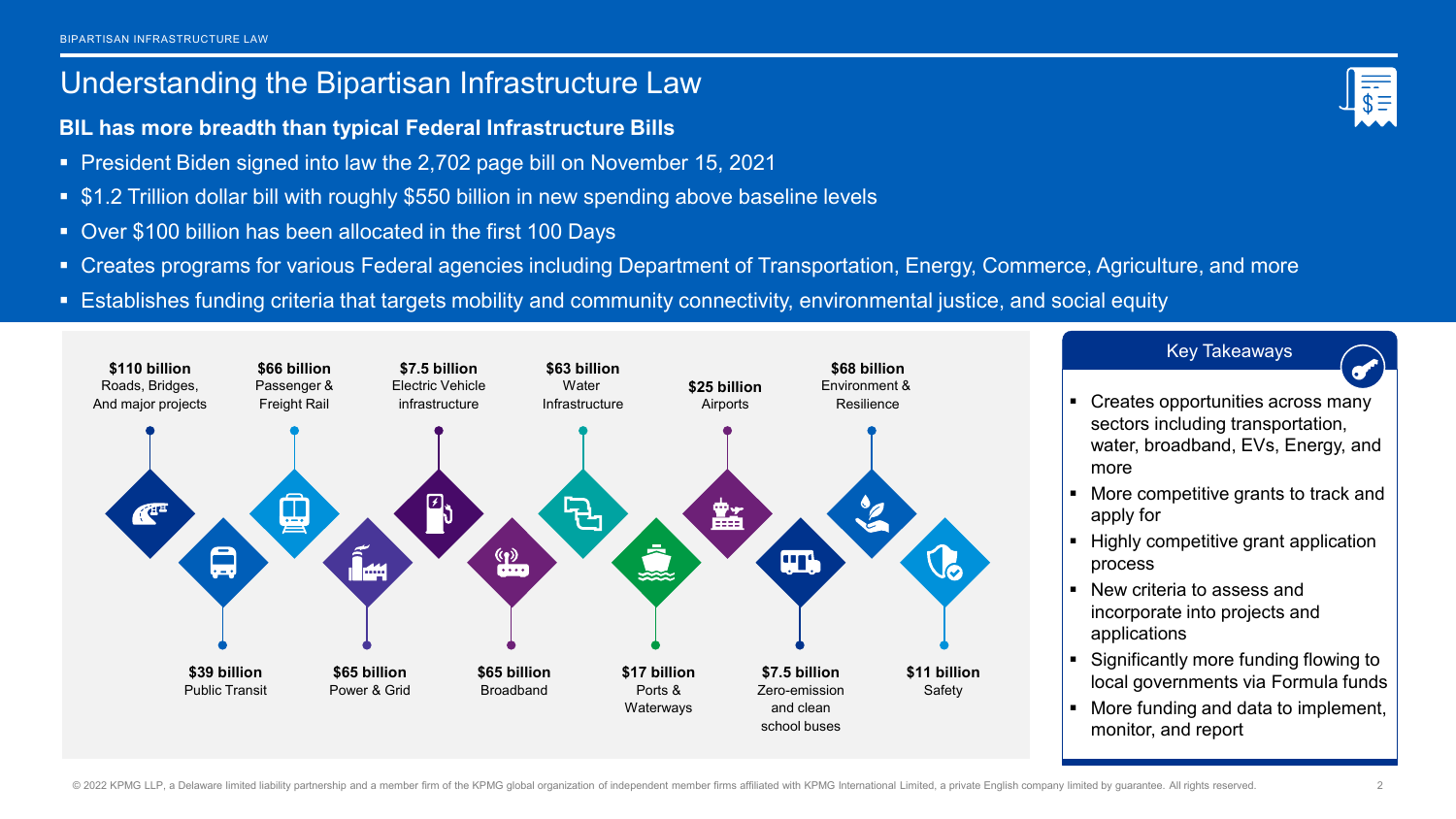# Understanding the Bipartisan Infrastructure Law

**BIL has more breadth than typical Federal Infrastructure Bills**

- President Biden signed into law the 2,702 page bill on November 15, 2021
- $1.2 Trillion dollar bill with roughly $550 billion in new spending above baseline levels
- Over $100 billion has been allocated in the first 100 Days
- Creates programs for various Federal agencies including Department of Transportation, Energy, Commerce, Agriculture, and more
- Establishes funding criteria that targets mobility and community connectivity, environmental justice, and social equity

**$110 billion**
Roads, Bridges, And major projects

**$39 billion**
Public Transit

**$66 billion**
Passenger & Freight Rail

**$65 billion**
Power & Grid

**$7.5 billion**
Electric Vehicle infrastructure

**$65 billion**
Broadband

**$63 billion**
Water Infrastructure

**$17 billion**
Ports & Waterways

**$25 billion**
Airports

**$7.5 billion**
Zero-emission and clean school buses

**$68 billion**
Environment & Resilience

**$11 billion**
Safety

## Key Takeaways

- Creates opportunities across many sectors including transportation, water, broadband, EVs, Energy, and more
- More competitive grants to track and apply for
- Highly competitive grant application process
- New criteria to assess and incorporate into projects and applications
- Significantly more funding flowing to local governments via Formula funds
- More funding and data to implement, monitor, and report

© 2022 KPMG LLP, a Delaware limited liability partnership and a member firm of the KPMG global organization of independent member firms affiliated with KPMG International Limited, a private English company limited by guarantee. All rights reserved.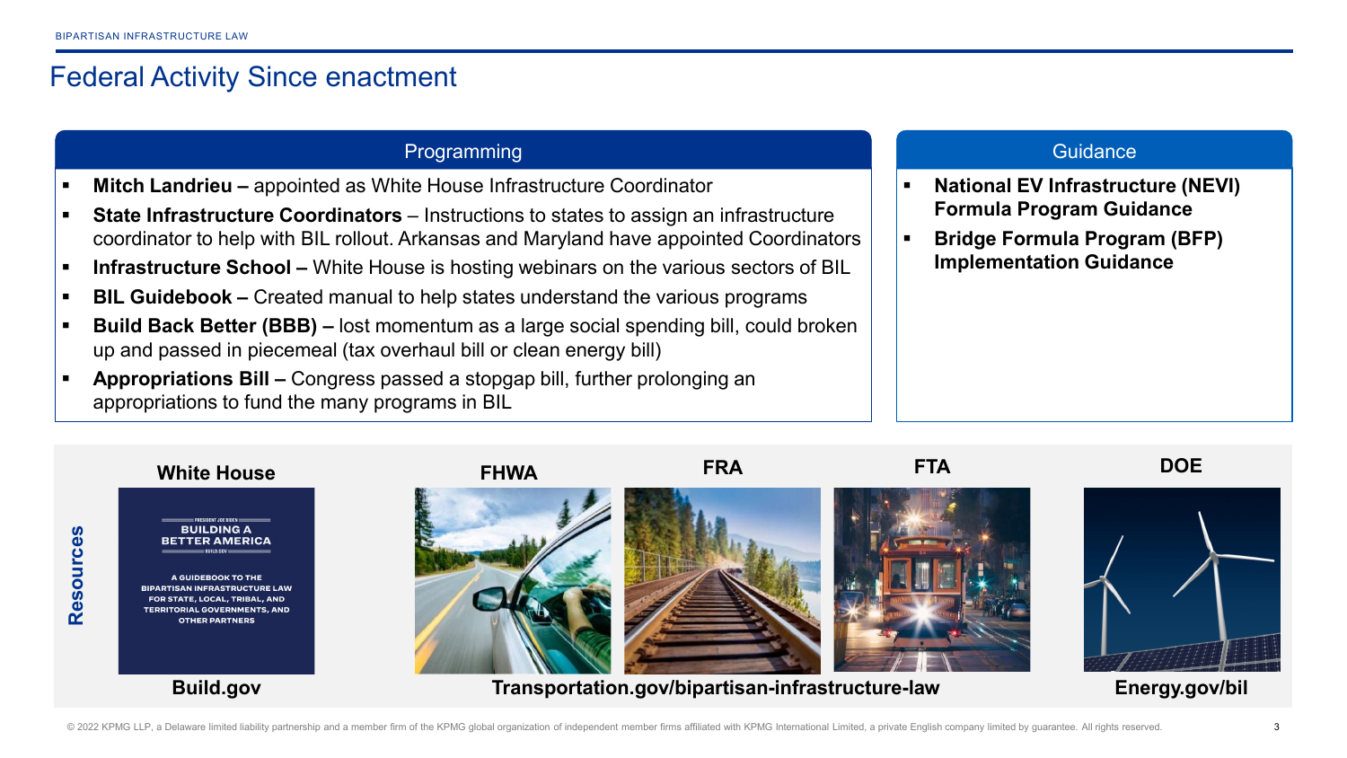# Federal Activity Since enactment

## Programming

- **Mitch Landrieu –** appointed as White House Infrastructure Coordinator
- **State Infrastructure Coordinators** – Instructions to states to assign an infrastructure coordinator to help with BIL rollout. Arkansas and Maryland have appointed Coordinators
- **Infrastructure School –** White House is hosting webinars on the various sectors of BIL
- **BIL Guidebook –** Created manual to help states understand the various programs
- **Build Back Better (BBB) –** lost momentum as a large social spending bill, could broken up and passed in piecemeal (tax overhaul bill or clean energy bill)
- **Appropriations Bill –** Congress passed a stopgap bill, further prolonging an appropriations to fund the many programs in BIL

## Guidance

- **National EV Infrastructure (NEVI) Formula Program Guidance**
- **Bridge Formula Program (BFP) Implementation Guidance**

## Resources

**White House**

PRESIDENT JOE BIDEN
BUILDING A BETTER AMERICA
BUILD.GOV
A GUIDEBOOK TO THE BIPARTISAN INFRASTRUCTURE LAW FOR STATE, LOCAL, TRIBAL, AND TERRITORIAL GOVERNMENTS, AND OTHER PARTNERS

**Build.gov**

**FHWA** | **FRA** | **FTA**

**Transportation.gov/bipartisan-infrastructure-law**

**DOE**

**Energy.gov/bil**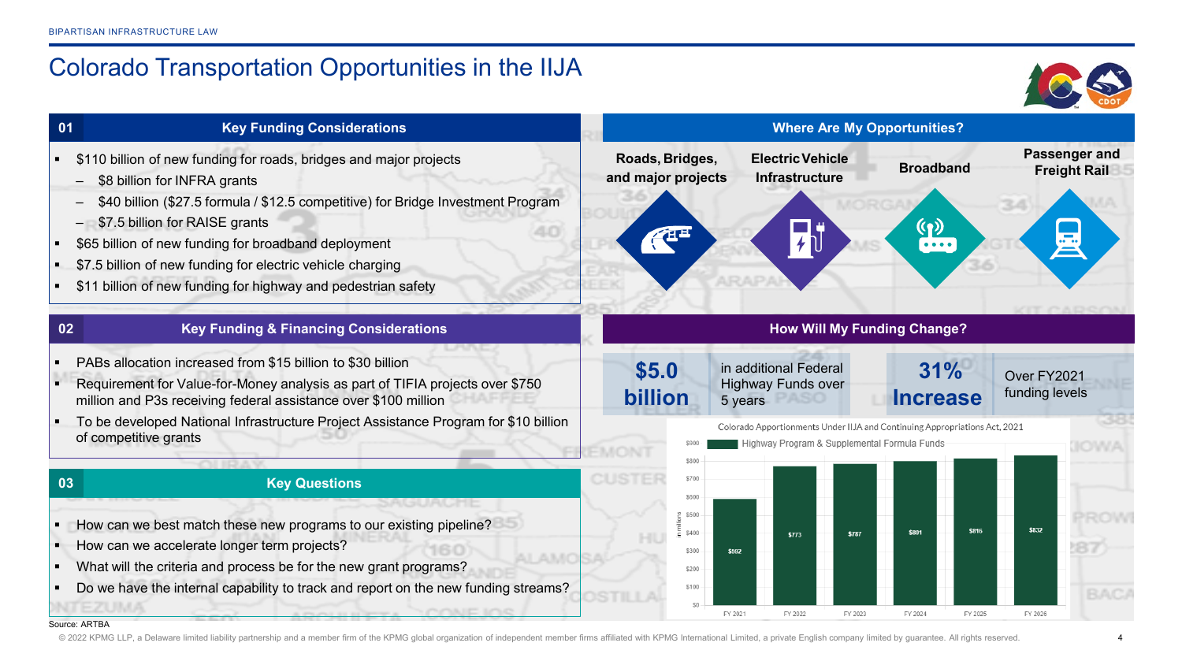# Colorado Transportation Opportunities in the IIJA

## 01 Key Funding Considerations

- $110 billion of new funding for roads, bridges and major projects
  - $8 billion for INFRA grants
  - $40 billion ($27.5 formula / $12.5 competitive) for Bridge Investment Program
  - $7.5 billion for RAISE grants
- $65 billion of new funding for broadband deployment
- $7.5 billion of new funding for electric vehicle charging
- $11 billion of new funding for highway and pedestrian safety

## 02 Key Funding & Financing Considerations

- PABs allocation increased from $15 billion to $30 billion
- Requirement for Value-for-Money analysis as part of TIFIA projects over $750 million and P3s receiving federal assistance over $100 million
- To be developed National Infrastructure Project Assistance Program for $10 billion of competitive grants

## 03 Key Questions

- How can we best match these new programs to our existing pipeline?
- How can we accelerate longer term projects?
- What will the criteria and process be for the new grant programs?
- Do we have the internal capability to track and report on the new funding streams?

## Where Are My Opportunities?

- Roads, Bridges, and major projects
- Electric Vehicle Infrastructure
- Broadband
- Passenger and Freight Rail

## How Will My Funding Change?

**$5.0 billion** in additional Federal Highway Funds over 5 years

**31% Increase** Over FY2021 funding levels

Colorado Apportionments Under IIJA and Continuing Appropriations Act, 2021

Highway Program & Supplemental Formula Funds (in millions)

| FY 2021 | FY 2022 | FY 2023 | FY 2024 | FY 2025 | FY 2026 |
|---|---|---|---|---|---|
| $592 | $773 | $787 | $801 | $816 | $832 |

Source: ARTBA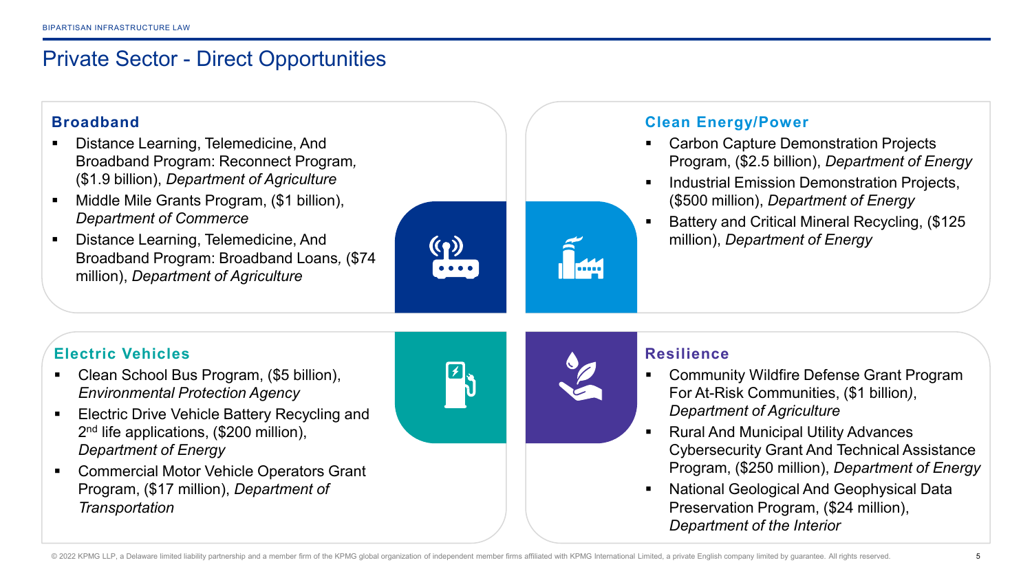# Private Sector - Direct Opportunities

## Broadband

- Distance Learning, Telemedicine, And Broadband Program: Reconnect Program, ($1.9 billion), *Department of Agriculture*
- Middle Mile Grants Program, ($1 billion), *Department of Commerce*
- Distance Learning, Telemedicine, And Broadband Program: Broadband Loans, ($74 million), *Department of Agriculture*

## Clean Energy/Power

- Carbon Capture Demonstration Projects Program, ($2.5 billion), *Department of Energy*
- Industrial Emission Demonstration Projects, ($500 million), *Department of Energy*
- Battery and Critical Mineral Recycling, ($125 million), *Department of Energy*

## Electric Vehicles

- Clean School Bus Program, ($5 billion), *Environmental Protection Agency*
- Electric Drive Vehicle Battery Recycling and 2nd life applications, ($200 million), *Department of Energy*
- Commercial Motor Vehicle Operators Grant Program, ($17 million), *Department of Transportation*

## Resilience

- Community Wildfire Defense Grant Program For At-Risk Communities, ($1 billion), *Department of Agriculture*
- Rural And Municipal Utility Advances Cybersecurity Grant And Technical Assistance Program, ($250 million), *Department of Energy*
- National Geological And Geophysical Data Preservation Program, ($24 million), *Department of the Interior*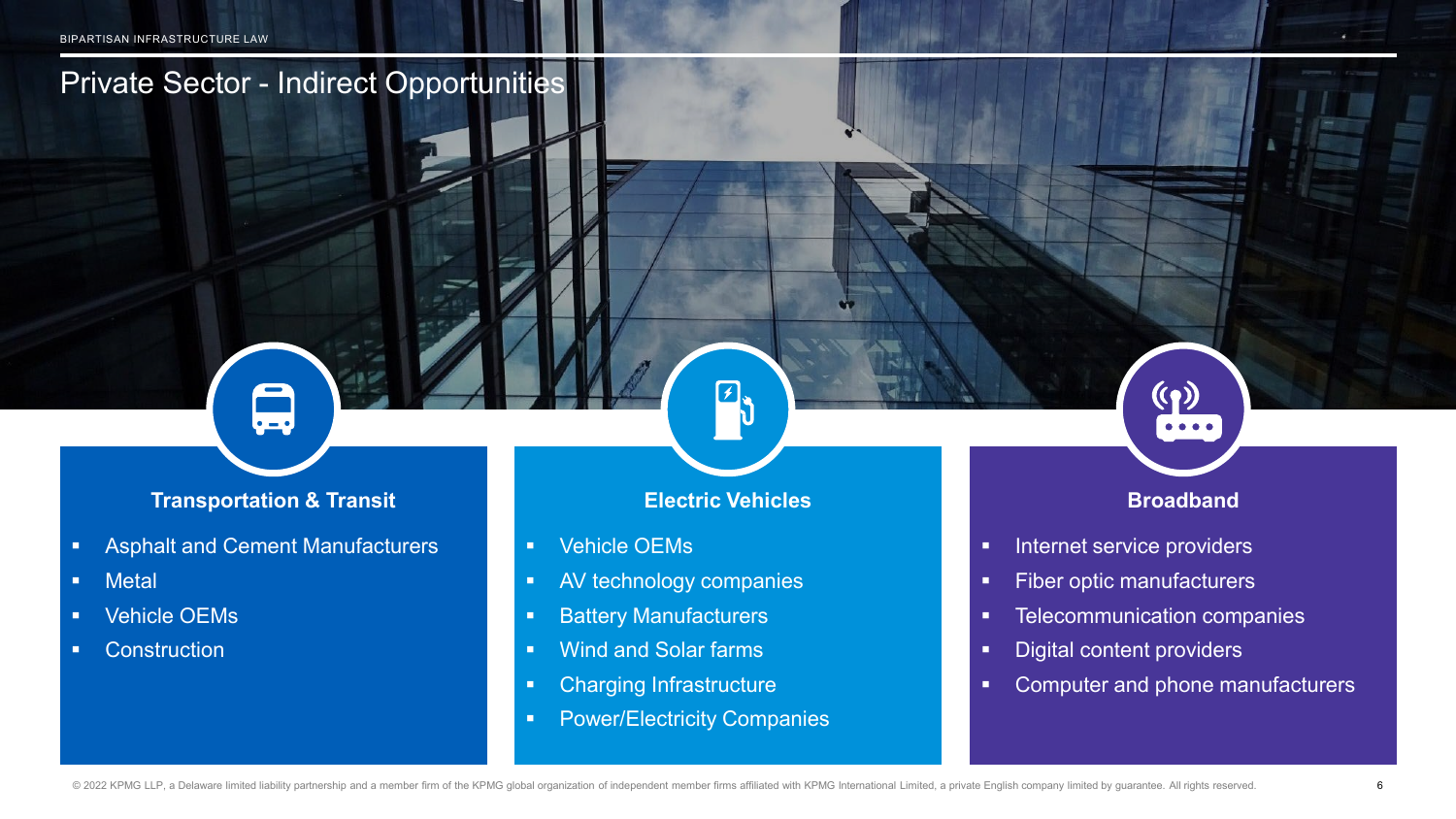# Private Sector - Indirect Opportunities

## Transportation & Transit

- Asphalt and Cement Manufacturers
- Metal
- Vehicle OEMs
- Construction

## Electric Vehicles

- Vehicle OEMs
- AV technology companies
- Battery Manufacturers
- Wind and Solar farms
- Charging Infrastructure
- Power/Electricity Companies

## Broadband

- Internet service providers
- Fiber optic manufacturers
- Telecommunication companies
- Digital content providers
- Computer and phone manufacturers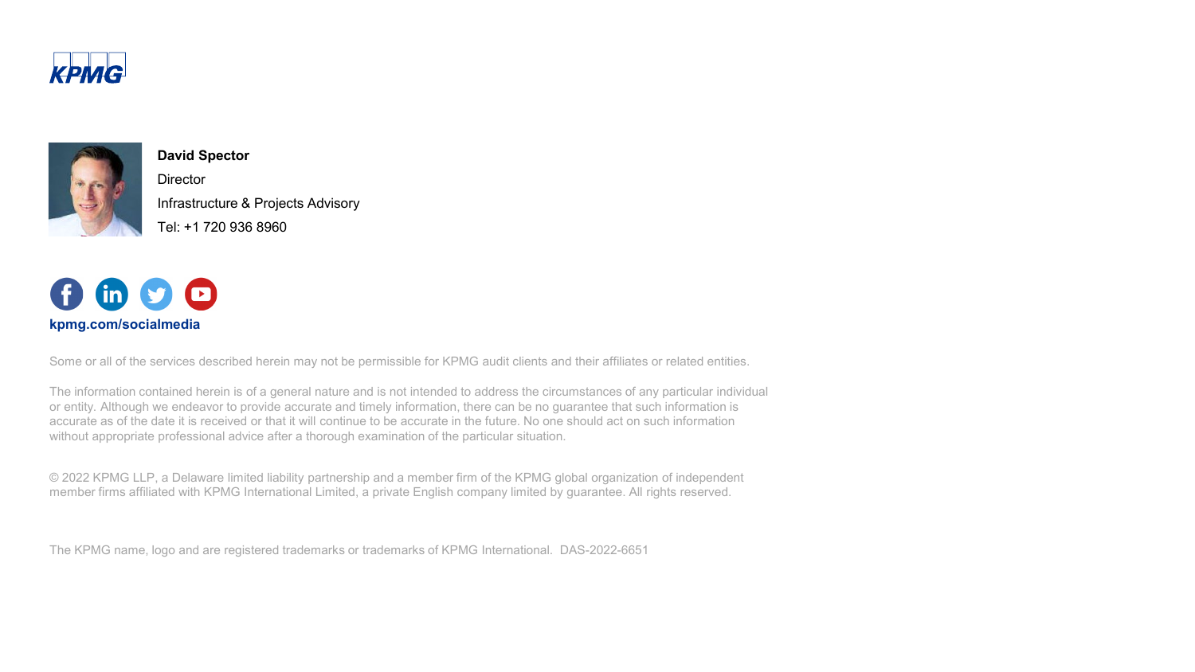**David Spector**

Director

Infrastructure & Projects Advisory

Tel: +1 720 936 8960

**kpmg.com/socialmedia**

Some or all of the services described herein may not be permissible for KPMG audit clients and their affiliates or related entities.

The information contained herein is of a general nature and is not intended to address the circumstances of any particular individual or entity. Although we endeavor to provide accurate and timely information, there can be no guarantee that such information is accurate as of the date it is received or that it will continue to be accurate in the future. No one should act on such information without appropriate professional advice after a thorough examination of the particular situation.

© 2022 KPMG LLP, a Delaware limited liability partnership and a member firm of the KPMG global organization of independent member firms affiliated with KPMG International Limited, a private English company limited by guarantee. All rights reserved.

The KPMG name, logo and are registered trademarks or trademarks of KPMG International. DAS-2022-6651